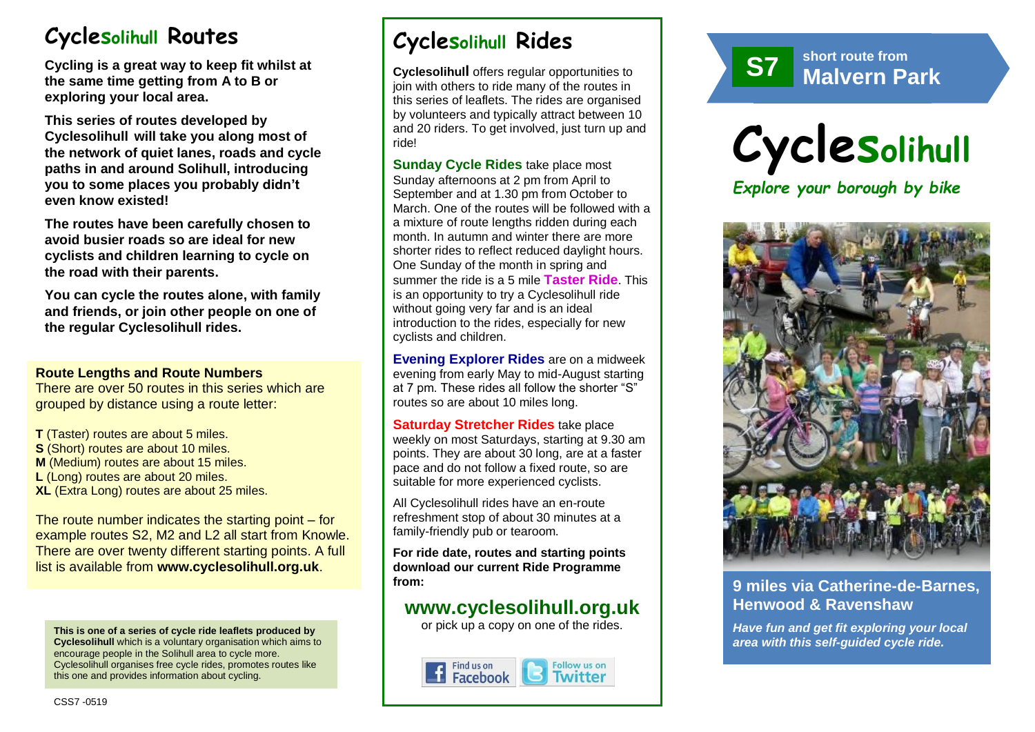# Cyclesolihull Routes

**Cycling is a great way to keep fit whilst at the same time getting from A to B or exploring your local area.**

**This series of routes developed by Cyclesolihull will take you along most of the network of quiet lanes, roads and cycle paths in and around Solihull, introducing you to some places you probably didn't even know existed!**

**The routes have been carefully chosen to avoid busier roads so are ideal for new cyclists and children learning to cycle on the road with their parents.**

**You can cycle the routes alone, with family and friends, or join other people on one of the regular Cyclesolihull rides.**

### Route Lengths and Route Numbers

There are over 50 routes in this series which are grouped by distance using a route letter:

**T** (Taster) routes are about 5 miles.
**S** (Short) routes are about 10 miles.
**M** (Medium) routes are about 15 miles.
**L** (Long) routes are about 20 miles.
**XL** (Extra Long) routes are about 25 miles.

The route number indicates the starting point – for example routes S2, M2 and L2 all start from Knowle. There are over twenty different starting points. A full list is available from **www.cyclesolihull.org.uk**.

**This is one of a series of cycle ride leaflets produced by Cyclesolihull** which is a voluntary organisation which aims to encourage people in the Solihull area to cycle more. Cyclesolihull organises free cycle rides, promotes routes like this one and provides information about cycling.

CSS7 -0519

# Cyclesolihull Rides

**Cyclesolihull** offers regular opportunities to join with others to ride many of the routes in this series of leaflets. The rides are organised by volunteers and typically attract between 10 and 20 riders. To get involved, just turn up and ride!

**Sunday Cycle Rides** take place most Sunday afternoons at 2 pm from April to September and at 1.30 pm from October to March. One of the routes will be followed with a a mixture of route lengths ridden during each month. In autumn and winter there are more shorter rides to reflect reduced daylight hours. One Sunday of the month in spring and summer the ride is a 5 mile **Taster Ride**. This is an opportunity to try a Cyclesolihull ride without going very far and is an ideal introduction to the rides, especially for new cyclists and children.

**Evening Explorer Rides** are on a midweek evening from early May to mid-August starting at 7 pm. These rides all follow the shorter "S" routes so are about 10 miles long.

**Saturday Stretcher Rides** take place weekly on most Saturdays, starting at 9.30 am points. They are about 30 long, are at a faster pace and do not follow a fixed route, so are suitable for more experienced cyclists.

All Cyclesolihull rides have an en-route refreshment stop of about 30 minutes at a family-friendly pub or tearoom.

**For ride date, routes and starting points download our current Ride Programme from:**

## www.cyclesolihull.org.uk

or pick up a copy on one of the rides.

Find us on Facebook | Follow us on Twitter

**S7** short route from **Malvern Park**

# Cyclesolihull

*Explore your borough by bike*

## 9 miles via Catherine-de-Barnes, Henwood & Ravenshaw

***Have fun and get fit exploring your local area with this self-guided cycle ride.***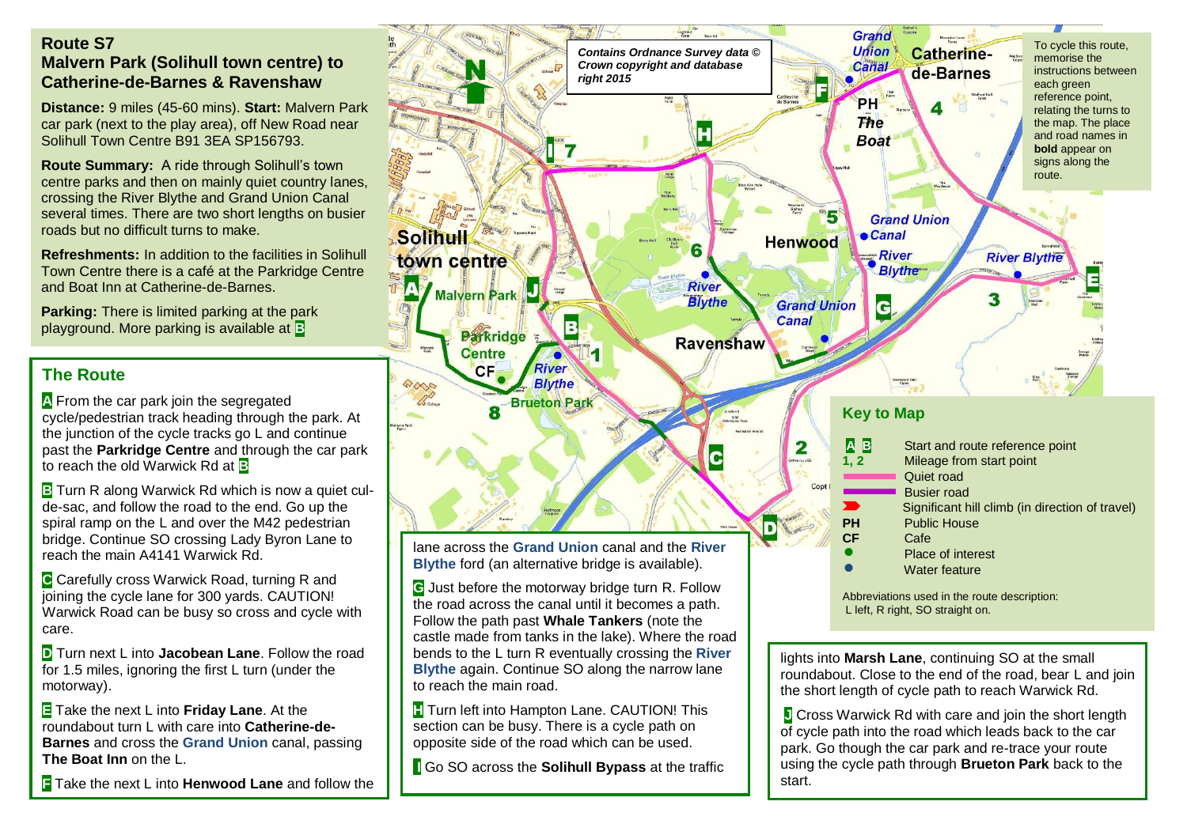## Route S7
## Malvern Park (Solihull town centre) to Catherine-de-Barnes & Ravenshaw

**Distance:** 9 miles (45-60 mins). **Start:** Malvern Park car park (next to the play area), off New Road near Solihull Town Centre B91 3EA SP156793.

**Route Summary:** A ride through Solihull's town centre parks and then on mainly quiet country lanes, crossing the River Blythe and Grand Union Canal several times. There are two short lengths on busier roads but no difficult turns to make.

**Refreshments:** In addition to the facilities in Solihull Town Centre there is a café at the Parkridge Centre and Boat Inn at Catherine-de-Barnes.

**Parking:** There is limited parking at the park playground. More parking is available at **B**

*Contains Ordnance Survey data © Crown copyright and database right 2015*

To cycle this route, memorise the instructions between each green reference point, relating the turns to the map. The place and road names in **bold** appear on signs along the route.

### The Route

**A** From the car park join the segregated cycle/pedestrian track heading through the park. At the junction of the cycle tracks go L and continue past the **Parkridge Centre** and through the car park to reach the old Warwick Rd at **B**

**B** Turn R along Warwick Rd which is now a quiet cul-de-sac, and follow the road to the end. Go up the spiral ramp on the L and over the M42 pedestrian bridge. Continue SO crossing Lady Byron Lane to reach the main A4141 Warwick Rd.

**C** Carefully cross Warwick Road, turning R and joining the cycle lane for 300 yards. CAUTION! Warwick Road can be busy so cross and cycle with care.

**D** Turn next L into **Jacobean Lane**. Follow the road for 1.5 miles, ignoring the first L turn (under the motorway).

**E** Take the next L into **Friday Lane**. At the roundabout turn L with care into **Catherine-de-Barnes** and cross the **Grand Union** canal, passing **The Boat Inn** on the L.

**F** Take the next L into **Henwood Lane** and follow the lane across the **Grand Union** canal and the **River Blythe** ford (an alternative bridge is available).

**G** Just before the motorway bridge turn R. Follow the road across the canal until it becomes a path. Follow the path past **Whale Tankers** (note the castle made from tanks in the lake). Where the road bends to the L turn R eventually crossing the **River Blythe** again. Continue SO along the narrow lane to reach the main road.

**H** Turn left into Hampton Lane. CAUTION! This section can be busy. There is a cycle path on opposite side of the road which can be used.

**I** Go SO across the **Solihull Bypass** at the traffic lights into **Marsh Lane**, continuing SO at the small roundabout. Close to the end of the road, bear L and join the short length of cycle path to reach Warwick Rd.

**J** Cross Warwick Rd with care and join the short length of cycle path into the road which leads back to the car park. Go though the car park and re-trace your route using the cycle path through **Brueton Park** back to the start.

### Key to Map

| | |
|---|---|
| A B | Start and route reference point |
| 1, 2 | Mileage from start point |
| | Quiet road |
| | Busier road |
| | Significant hill climb (in direction of travel) |
| PH | Public House |
| CF | Cafe |
| ● | Place of interest |
| ● | Water feature |

Abbreviations used in the route description:
L left, R right, SO straight on.